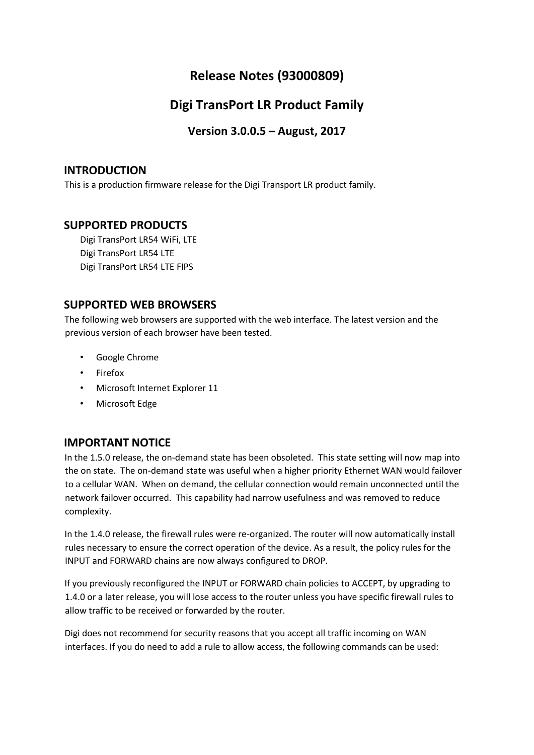# Release Notes (93000809)

# Digi TransPort LR Product Family

## Version 3.0.0.5 – August, 2017

## INTRODUCTION

This is a production firmware release for the Digi Transport LR product family.

## SUPPORTED PRODUCTS

Digi TransPort LR54 WiFi, LTE
Digi TransPort LR54 LTE
Digi TransPort LR54 LTE FIPS

## SUPPORTED WEB BROWSERS

The following web browsers are supported with the web interface. The latest version and the previous version of each browser have been tested.

- Google Chrome
- Firefox
- Microsoft Internet Explorer 11
- Microsoft Edge

## IMPORTANT NOTICE

In the 1.5.0 release, the on-demand state has been obsoleted. This state setting will now map into the on state. The on-demand state was useful when a higher priority Ethernet WAN would failover to a cellular WAN. When on demand, the cellular connection would remain unconnected until the network failover occurred. This capability had narrow usefulness and was removed to reduce complexity.

In the 1.4.0 release, the firewall rules were re-organized. The router will now automatically install rules necessary to ensure the correct operation of the device. As a result, the policy rules for the INPUT and FORWARD chains are now always configured to DROP.

If you previously reconfigured the INPUT or FORWARD chain policies to ACCEPT, by upgrading to 1.4.0 or a later release, you will lose access to the router unless you have specific firewall rules to allow traffic to be received or forwarded by the router.

Digi does not recommend for security reasons that you accept all traffic incoming on WAN interfaces. If you do need to add a rule to allow access, the following commands can be used: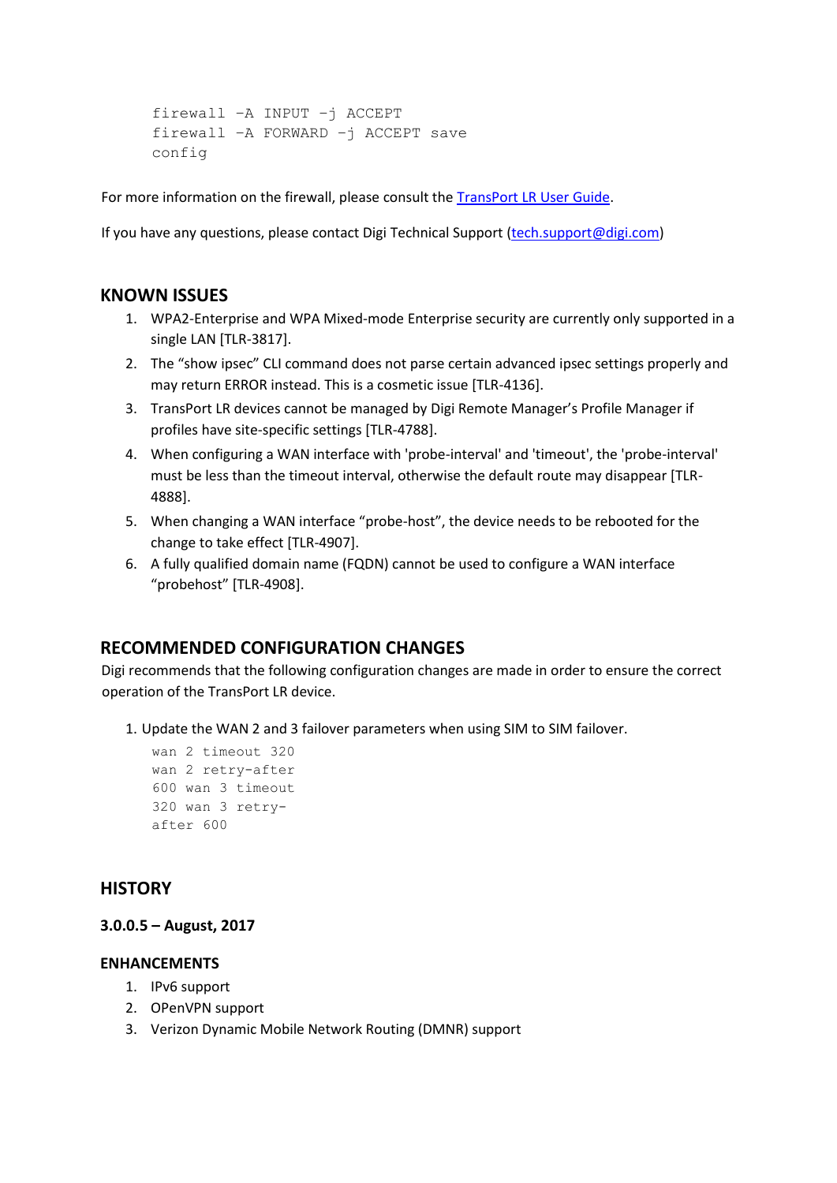```
firewall –A INPUT –j ACCEPT
firewall –A FORWARD –j ACCEPT save
config
```

For more information on the firewall, please consult the [TransPort LR User Guide](TransPort LR User Guide).

If you have any questions, please contact Digi Technical Support ([tech.support@digi.com](mailto:tech.support@digi.com))

## KNOWN ISSUES

1. WPA2-Enterprise and WPA Mixed-mode Enterprise security are currently only supported in a single LAN [TLR-3817].
2. The "show ipsec" CLI command does not parse certain advanced ipsec settings properly and may return ERROR instead. This is a cosmetic issue [TLR-4136].
3. TransPort LR devices cannot be managed by Digi Remote Manager's Profile Manager if profiles have site-specific settings [TLR-4788].
4. When configuring a WAN interface with 'probe-interval' and 'timeout', the 'probe-interval' must be less than the timeout interval, otherwise the default route may disappear [TLR-4888].
5. When changing a WAN interface "probe-host", the device needs to be rebooted for the change to take effect [TLR-4907].
6. A fully qualified domain name (FQDN) cannot be used to configure a WAN interface "probehost" [TLR-4908].

## RECOMMENDED CONFIGURATION CHANGES

Digi recommends that the following configuration changes are made in order to ensure the correct operation of the TransPort LR device.

1. Update the WAN 2 and 3 failover parameters when using SIM to SIM failover.

```
wan 2 timeout 320
wan 2 retry-after
600 wan 3 timeout
320 wan 3 retry-
after 600
```

## HISTORY

**3.0.0.5 – August, 2017**

### ENHANCEMENTS

1. IPv6 support
2. OPenVPN support
3. Verizon Dynamic Mobile Network Routing (DMNR) support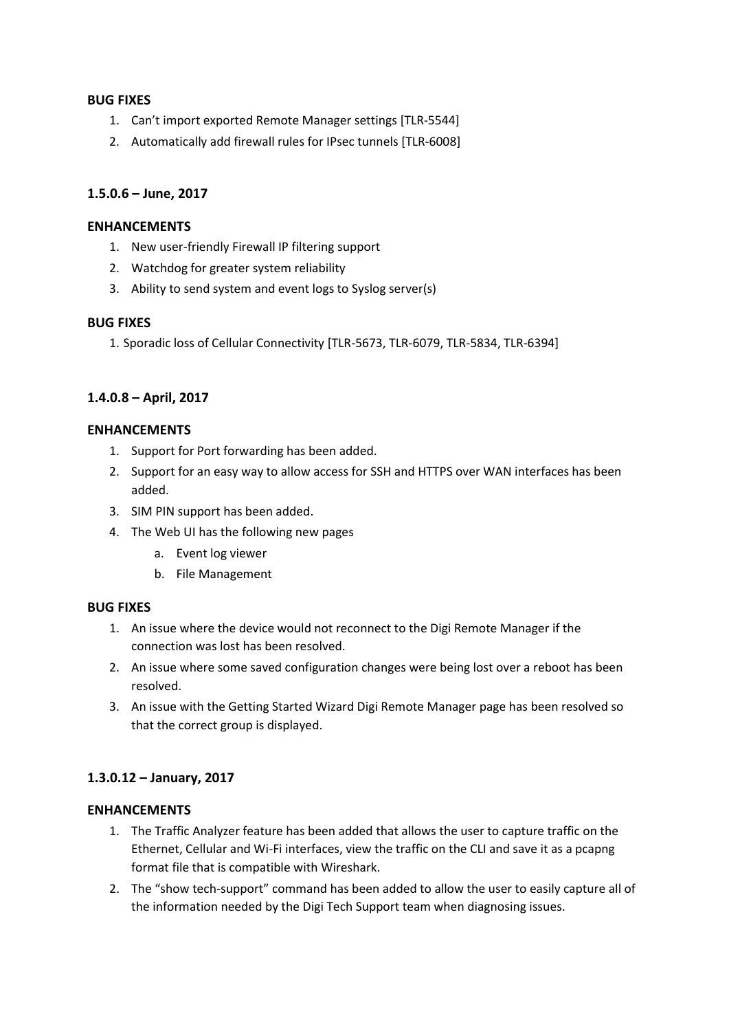**BUG FIXES**

1. Can’t import exported Remote Manager settings [TLR-5544]
2. Automatically add firewall rules for IPsec tunnels [TLR-6008]

### 1.5.0.6 – June, 2017

**ENHANCEMENTS**

1. New user-friendly Firewall IP filtering support
2. Watchdog for greater system reliability
3. Ability to send system and event logs to Syslog server(s)

**BUG FIXES**

1. Sporadic loss of Cellular Connectivity [TLR-5673, TLR-6079, TLR-5834, TLR-6394]

### 1.4.0.8 – April, 2017

**ENHANCEMENTS**

1. Support for Port forwarding has been added.
2. Support for an easy way to allow access for SSH and HTTPS over WAN interfaces has been added.
3. SIM PIN support has been added.
4. The Web UI has the following new pages
    a. Event log viewer
    b. File Management

**BUG FIXES**

1. An issue where the device would not reconnect to the Digi Remote Manager if the connection was lost has been resolved.
2. An issue where some saved configuration changes were being lost over a reboot has been resolved.
3. An issue with the Getting Started Wizard Digi Remote Manager page has been resolved so that the correct group is displayed.

### 1.3.0.12 – January, 2017

**ENHANCEMENTS**

1. The Traffic Analyzer feature has been added that allows the user to capture traffic on the Ethernet, Cellular and Wi-Fi interfaces, view the traffic on the CLI and save it as a pcapng format file that is compatible with Wireshark.
2. The “show tech-support” command has been added to allow the user to easily capture all of the information needed by the Digi Tech Support team when diagnosing issues.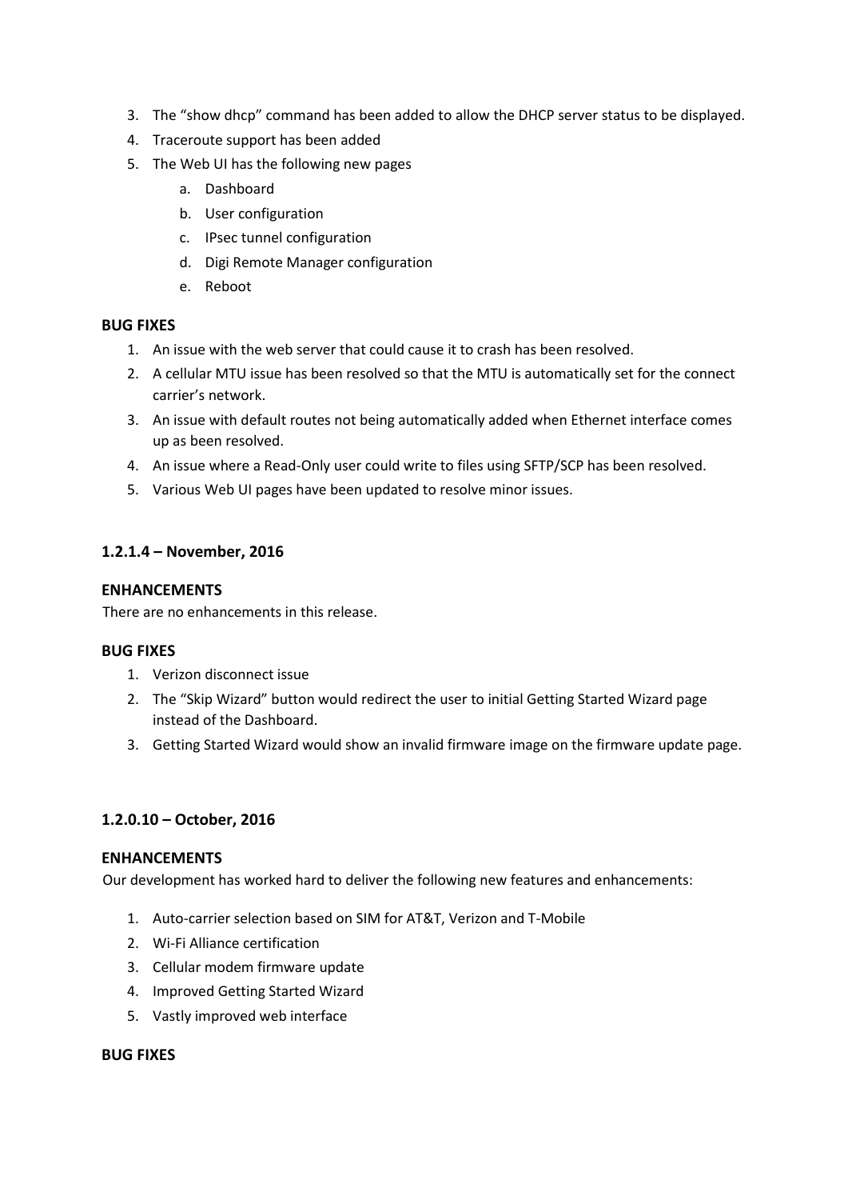3. The "show dhcp" command has been added to allow the DHCP server status to be displayed.
4. Traceroute support has been added
5. The Web UI has the following new pages
    a. Dashboard
    b. User configuration
    c. IPsec tunnel configuration
    d. Digi Remote Manager configuration
    e. Reboot

**BUG FIXES**

1. An issue with the web server that could cause it to crash has been resolved.
2. A cellular MTU issue has been resolved so that the MTU is automatically set for the connect carrier's network.
3. An issue with default routes not being automatically added when Ethernet interface comes up as been resolved.
4. An issue where a Read-Only user could write to files using SFTP/SCP has been resolved.
5. Various Web UI pages have been updated to resolve minor issues.

### 1.2.1.4 – November, 2016

**ENHANCEMENTS**

There are no enhancements in this release.

**BUG FIXES**

1. Verizon disconnect issue
2. The "Skip Wizard" button would redirect the user to initial Getting Started Wizard page instead of the Dashboard.
3. Getting Started Wizard would show an invalid firmware image on the firmware update page.

### 1.2.0.10 – October, 2016

**ENHANCEMENTS**

Our development has worked hard to deliver the following new features and enhancements:

1. Auto-carrier selection based on SIM for AT&T, Verizon and T-Mobile
2. Wi-Fi Alliance certification
3. Cellular modem firmware update
4. Improved Getting Started Wizard
5. Vastly improved web interface

**BUG FIXES**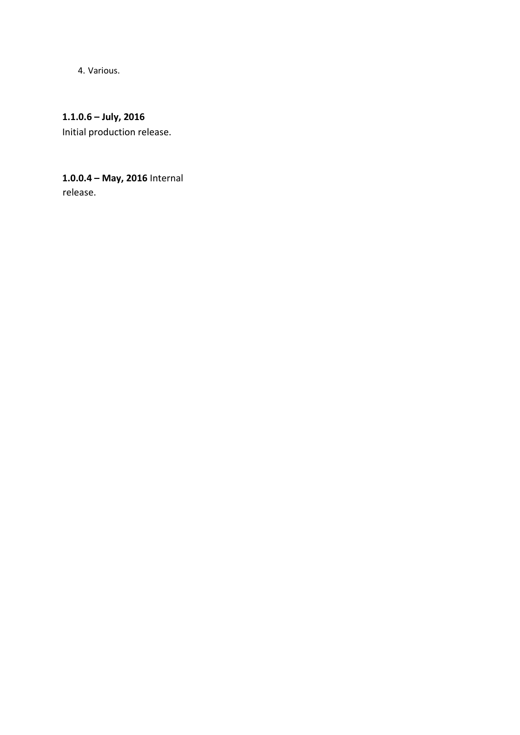4. Various.

**1.1.0.6 – July, 2016**
Initial production release.

**1.0.0.4 – May, 2016** Internal release.